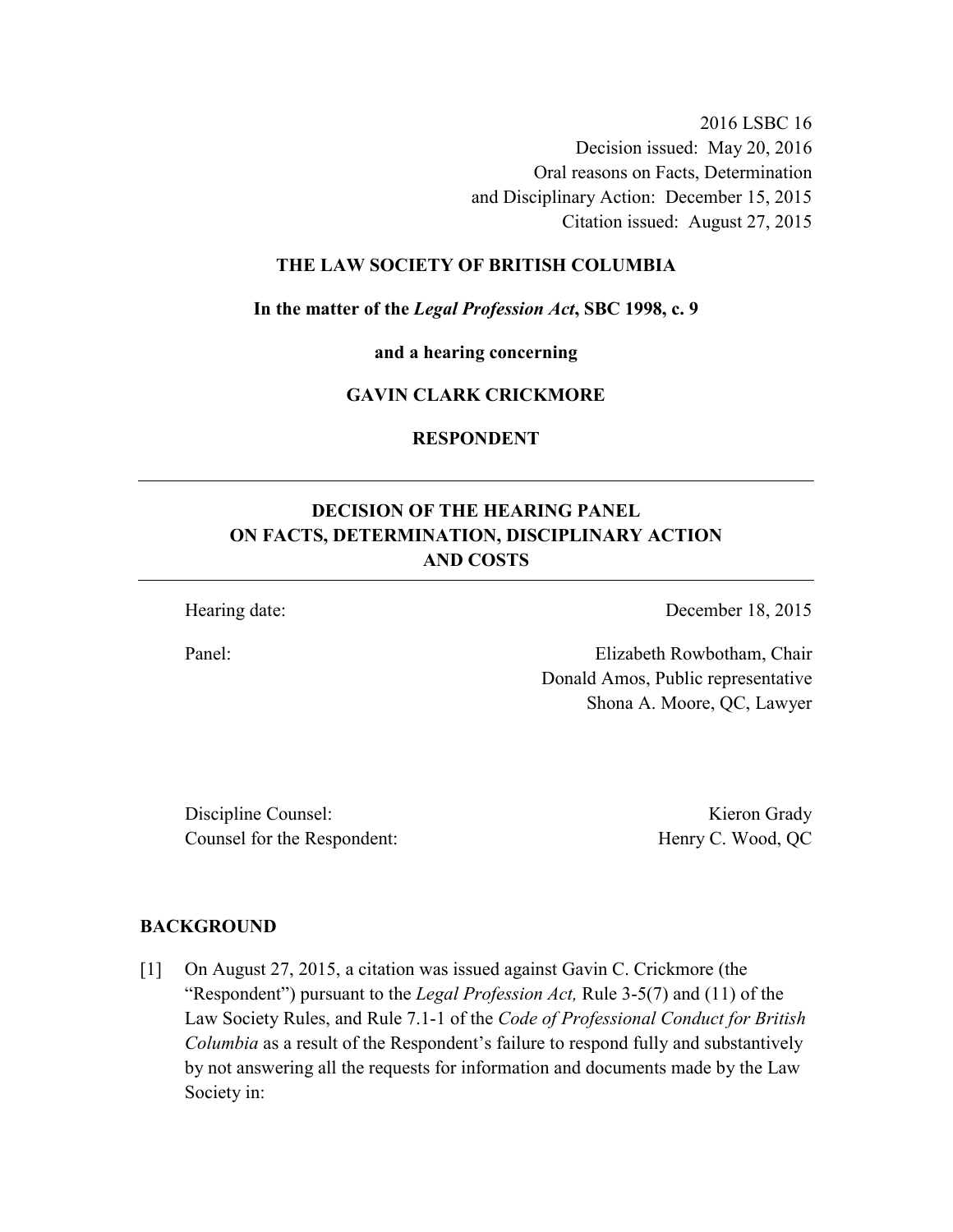2016 LSBC 16
Decision issued: May 20, 2016
Oral reasons on Facts, Determination and Disciplinary Action: December 15, 2015
Citation issued: August 27, 2015

**THE LAW SOCIETY OF BRITISH COLUMBIA**

**In the matter of the *Legal Profession Act*, SBC 1998, c. 9**

**and a hearing concerning**

**GAVIN CLARK CRICKMORE**

**RESPONDENT**

---

## DECISION OF THE HEARING PANEL ON FACTS, DETERMINATION, DISCIPLINARY ACTION AND COSTS

---

| | |
|---|---|
| Hearing date: | December 18, 2015 |
| Panel: | Elizabeth Rowbotham, Chair<br>Donald Amos, Public representative<br>Shona A. Moore, QC, Lawyer |

| | |
|---|---|
| Discipline Counsel: | Kieron Grady |
| Counsel for the Respondent: | Henry C. Wood, QC |

### BACKGROUND

[1] On August 27, 2015, a citation was issued against Gavin C. Crickmore (the "Respondent") pursuant to the *Legal Profession Act,* Rule 3-5(7) and (11) of the Law Society Rules, and Rule 7.1-1 of the *Code of Professional Conduct for British Columbia* as a result of the Respondent's failure to respond fully and substantively by not answering all the requests for information and documents made by the Law Society in: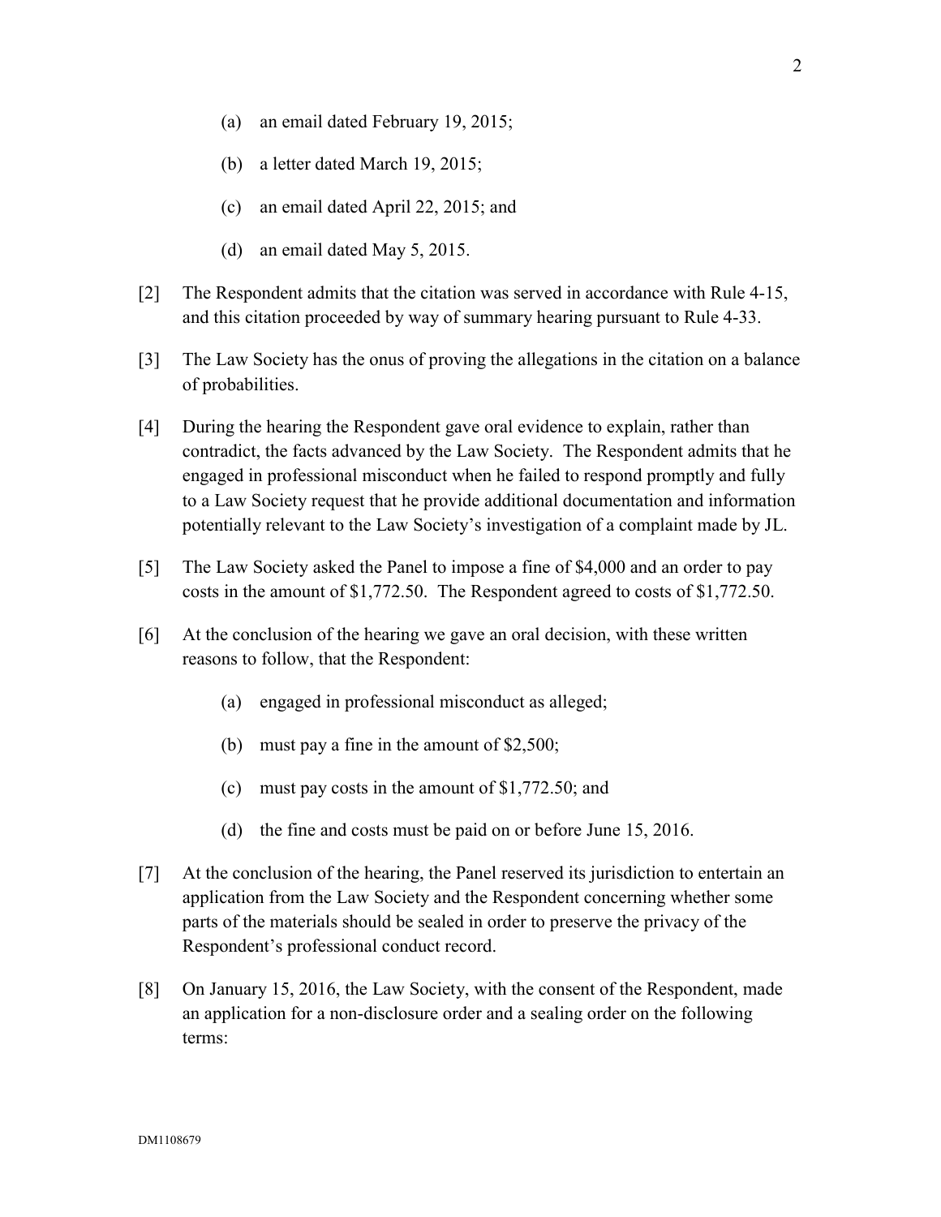(a) an email dated February 19, 2015;

(b) a letter dated March 19, 2015;

(c) an email dated April 22, 2015; and

(d) an email dated May 5, 2015.

[2] The Respondent admits that the citation was served in accordance with Rule 4-15, and this citation proceeded by way of summary hearing pursuant to Rule 4-33.

[3] The Law Society has the onus of proving the allegations in the citation on a balance of probabilities.

[4] During the hearing the Respondent gave oral evidence to explain, rather than contradict, the facts advanced by the Law Society. The Respondent admits that he engaged in professional misconduct when he failed to respond promptly and fully to a Law Society request that he provide additional documentation and information potentially relevant to the Law Society's investigation of a complaint made by JL.

[5] The Law Society asked the Panel to impose a fine of $4,000 and an order to pay costs in the amount of $1,772.50. The Respondent agreed to costs of $1,772.50.

[6] At the conclusion of the hearing we gave an oral decision, with these written reasons to follow, that the Respondent:

(a) engaged in professional misconduct as alleged;

(b) must pay a fine in the amount of $2,500;

(c) must pay costs in the amount of $1,772.50; and

(d) the fine and costs must be paid on or before June 15, 2016.

[7] At the conclusion of the hearing, the Panel reserved its jurisdiction to entertain an application from the Law Society and the Respondent concerning whether some parts of the materials should be sealed in order to preserve the privacy of the Respondent's professional conduct record.

[8] On January 15, 2016, the Law Society, with the consent of the Respondent, made an application for a non-disclosure order and a sealing order on the following terms: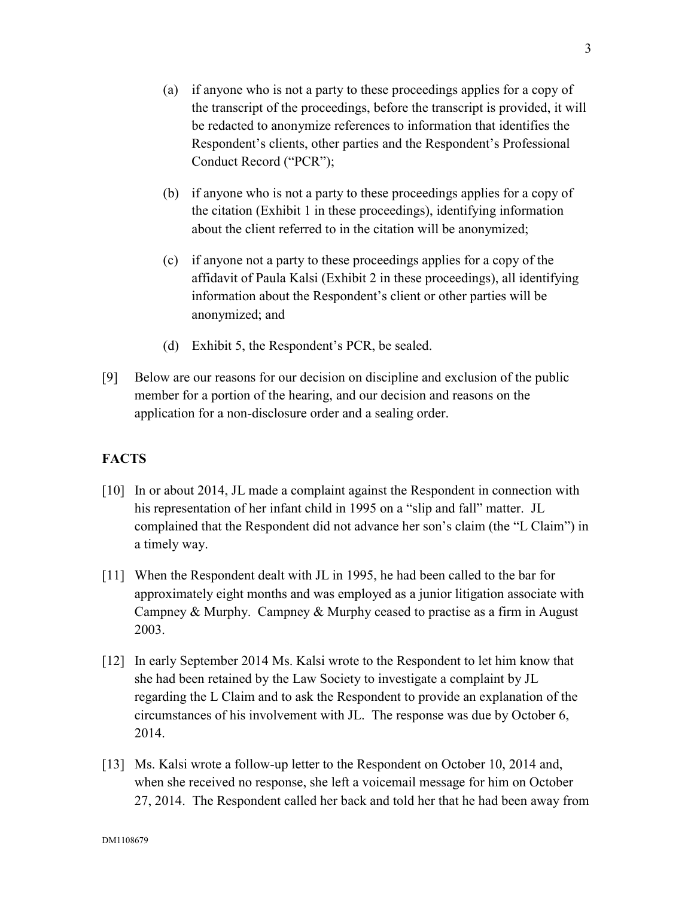(a) if anyone who is not a party to these proceedings applies for a copy of the transcript of the proceedings, before the transcript is provided, it will be redacted to anonymize references to information that identifies the Respondent's clients, other parties and the Respondent's Professional Conduct Record ("PCR");

(b) if anyone who is not a party to these proceedings applies for a copy of the citation (Exhibit 1 in these proceedings), identifying information about the client referred to in the citation will be anonymized;

(c) if anyone not a party to these proceedings applies for a copy of the affidavit of Paula Kalsi (Exhibit 2 in these proceedings), all identifying information about the Respondent's client or other parties will be anonymized; and

(d) Exhibit 5, the Respondent's PCR, be sealed.

[9] Below are our reasons for our decision on discipline and exclusion of the public member for a portion of the hearing, and our decision and reasons on the application for a non-disclosure order and a sealing order.

## FACTS

[10] In or about 2014, JL made a complaint against the Respondent in connection with his representation of her infant child in 1995 on a "slip and fall" matter. JL complained that the Respondent did not advance her son's claim (the "L Claim") in a timely way.

[11] When the Respondent dealt with JL in 1995, he had been called to the bar for approximately eight months and was employed as a junior litigation associate with Campney & Murphy. Campney & Murphy ceased to practise as a firm in August 2003.

[12] In early September 2014 Ms. Kalsi wrote to the Respondent to let him know that she had been retained by the Law Society to investigate a complaint by JL regarding the L Claim and to ask the Respondent to provide an explanation of the circumstances of his involvement with JL. The response was due by October 6, 2014.

[13] Ms. Kalsi wrote a follow-up letter to the Respondent on October 10, 2014 and, when she received no response, she left a voicemail message for him on October 27, 2014. The Respondent called her back and told her that he had been away from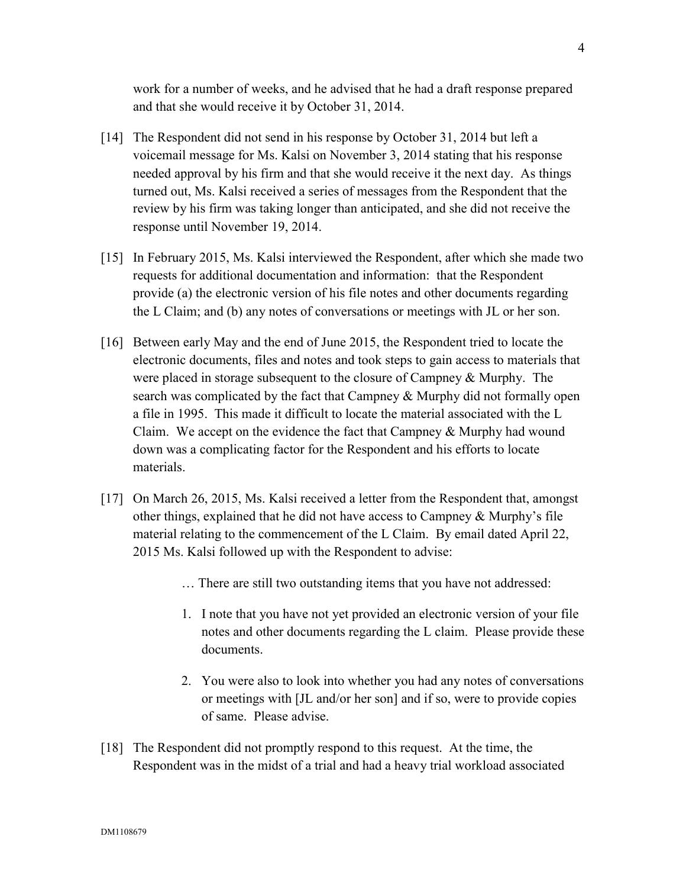work for a number of weeks, and he advised that he had a draft response prepared and that she would receive it by October 31, 2014.

[14] The Respondent did not send in his response by October 31, 2014 but left a voicemail message for Ms. Kalsi on November 3, 2014 stating that his response needed approval by his firm and that she would receive it the next day. As things turned out, Ms. Kalsi received a series of messages from the Respondent that the review by his firm was taking longer than anticipated, and she did not receive the response until November 19, 2014.

[15] In February 2015, Ms. Kalsi interviewed the Respondent, after which she made two requests for additional documentation and information: that the Respondent provide (a) the electronic version of his file notes and other documents regarding the L Claim; and (b) any notes of conversations or meetings with JL or her son.

[16] Between early May and the end of June 2015, the Respondent tried to locate the electronic documents, files and notes and took steps to gain access to materials that were placed in storage subsequent to the closure of Campney & Murphy. The search was complicated by the fact that Campney & Murphy did not formally open a file in 1995. This made it difficult to locate the material associated with the L Claim. We accept on the evidence the fact that Campney & Murphy had wound down was a complicating factor for the Respondent and his efforts to locate materials.

[17] On March 26, 2015, Ms. Kalsi received a letter from the Respondent that, amongst other things, explained that he did not have access to Campney & Murphy's file material relating to the commencement of the L Claim. By email dated April 22, 2015 Ms. Kalsi followed up with the Respondent to advise:

> … There are still two outstanding items that you have not addressed:
>
> 1. I note that you have not yet provided an electronic version of your file notes and other documents regarding the L claim. Please provide these documents.
>
> 2. You were also to look into whether you had any notes of conversations or meetings with [JL and/or her son] and if so, were to provide copies of same. Please advise.

[18] The Respondent did not promptly respond to this request. At the time, the Respondent was in the midst of a trial and had a heavy trial workload associated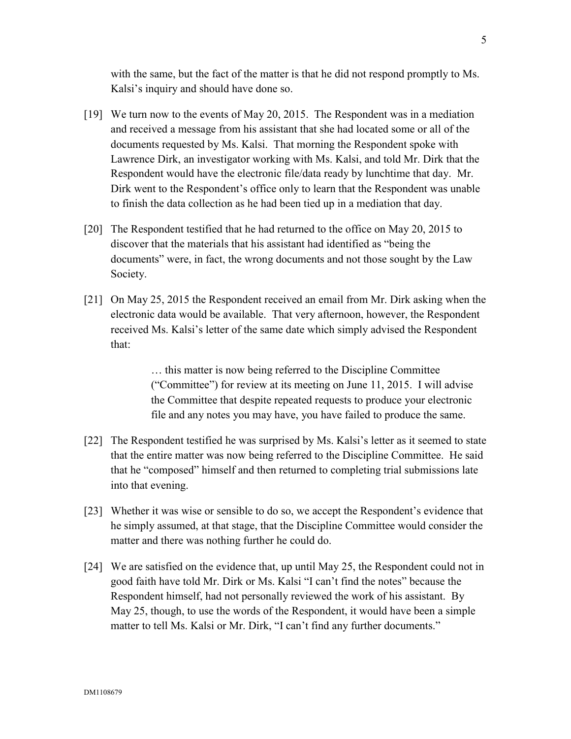with the same, but the fact of the matter is that he did not respond promptly to Ms. Kalsi's inquiry and should have done so.

[19] We turn now to the events of May 20, 2015. The Respondent was in a mediation and received a message from his assistant that she had located some or all of the documents requested by Ms. Kalsi. That morning the Respondent spoke with Lawrence Dirk, an investigator working with Ms. Kalsi, and told Mr. Dirk that the Respondent would have the electronic file/data ready by lunchtime that day. Mr. Dirk went to the Respondent's office only to learn that the Respondent was unable to finish the data collection as he had been tied up in a mediation that day.

[20] The Respondent testified that he had returned to the office on May 20, 2015 to discover that the materials that his assistant had identified as "being the documents" were, in fact, the wrong documents and not those sought by the Law Society.

[21] On May 25, 2015 the Respondent received an email from Mr. Dirk asking when the electronic data would be available. That very afternoon, however, the Respondent received Ms. Kalsi's letter of the same date which simply advised the Respondent that:

> … this matter is now being referred to the Discipline Committee ("Committee") for review at its meeting on June 11, 2015. I will advise the Committee that despite repeated requests to produce your electronic file and any notes you may have, you have failed to produce the same.

[22] The Respondent testified he was surprised by Ms. Kalsi's letter as it seemed to state that the entire matter was now being referred to the Discipline Committee. He said that he "composed" himself and then returned to completing trial submissions late into that evening.

[23] Whether it was wise or sensible to do so, we accept the Respondent's evidence that he simply assumed, at that stage, that the Discipline Committee would consider the matter and there was nothing further he could do.

[24] We are satisfied on the evidence that, up until May 25, the Respondent could not in good faith have told Mr. Dirk or Ms. Kalsi "I can't find the notes" because the Respondent himself, had not personally reviewed the work of his assistant. By May 25, though, to use the words of the Respondent, it would have been a simple matter to tell Ms. Kalsi or Mr. Dirk, "I can't find any further documents."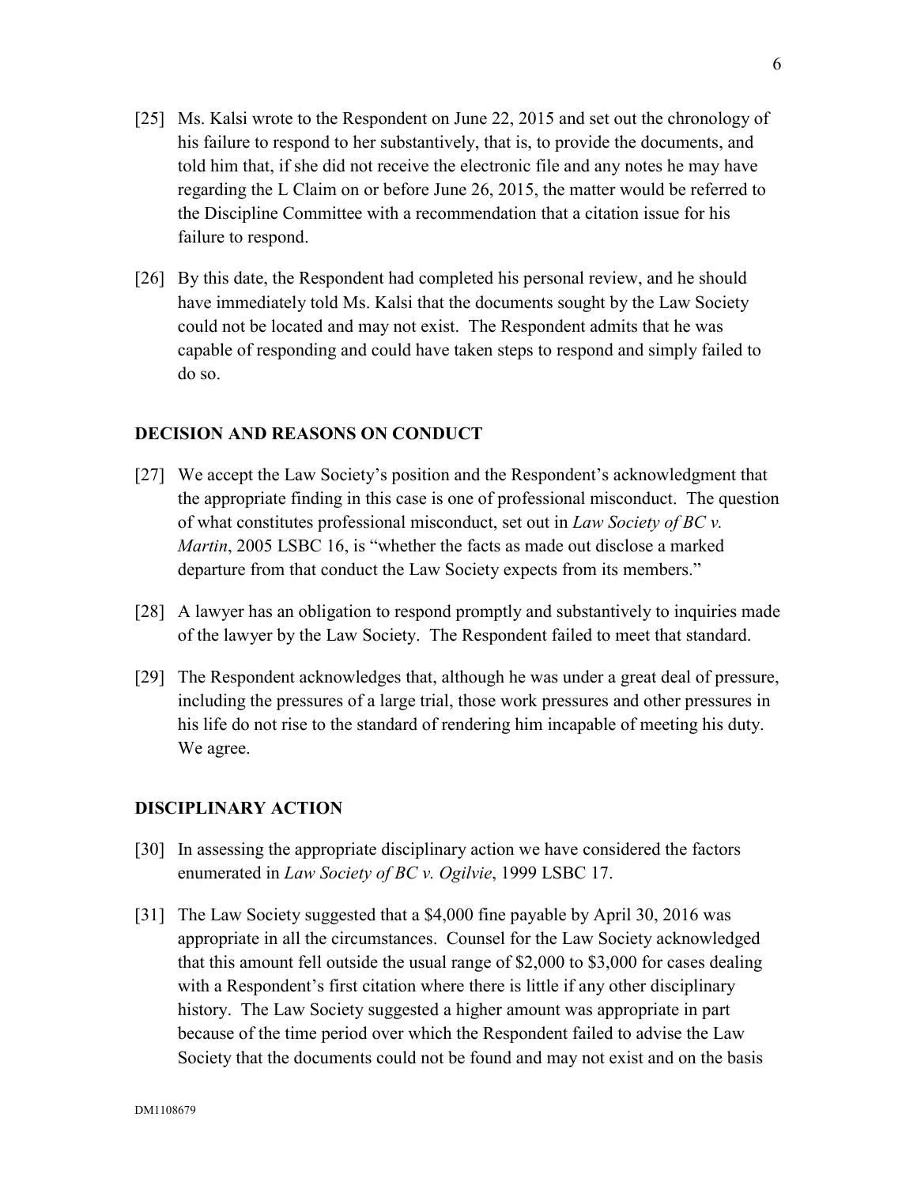[25] Ms. Kalsi wrote to the Respondent on June 22, 2015 and set out the chronology of his failure to respond to her substantively, that is, to provide the documents, and told him that, if she did not receive the electronic file and any notes he may have regarding the L Claim on or before June 26, 2015, the matter would be referred to the Discipline Committee with a recommendation that a citation issue for his failure to respond.

[26] By this date, the Respondent had completed his personal review, and he should have immediately told Ms. Kalsi that the documents sought by the Law Society could not be located and may not exist. The Respondent admits that he was capable of responding and could have taken steps to respond and simply failed to do so.

## DECISION AND REASONS ON CONDUCT

[27] We accept the Law Society's position and the Respondent's acknowledgment that the appropriate finding in this case is one of professional misconduct. The question of what constitutes professional misconduct, set out in *Law Society of BC v. Martin*, 2005 LSBC 16, is "whether the facts as made out disclose a marked departure from that conduct the Law Society expects from its members."

[28] A lawyer has an obligation to respond promptly and substantively to inquiries made of the lawyer by the Law Society. The Respondent failed to meet that standard.

[29] The Respondent acknowledges that, although he was under a great deal of pressure, including the pressures of a large trial, those work pressures and other pressures in his life do not rise to the standard of rendering him incapable of meeting his duty. We agree.

## DISCIPLINARY ACTION

[30] In assessing the appropriate disciplinary action we have considered the factors enumerated in *Law Society of BC v. Ogilvie*, 1999 LSBC 17.

[31] The Law Society suggested that a $4,000 fine payable by April 30, 2016 was appropriate in all the circumstances. Counsel for the Law Society acknowledged that this amount fell outside the usual range of $2,000 to $3,000 for cases dealing with a Respondent's first citation where there is little if any other disciplinary history. The Law Society suggested a higher amount was appropriate in part because of the time period over which the Respondent failed to advise the Law Society that the documents could not be found and may not exist and on the basis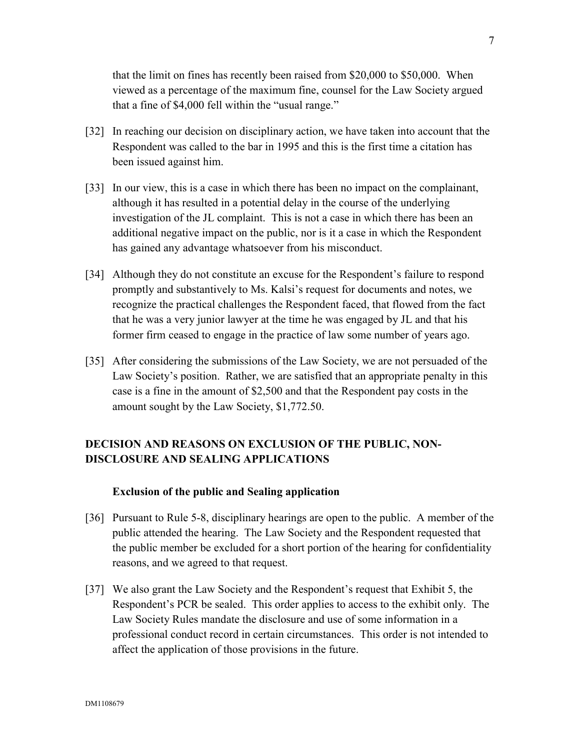that the limit on fines has recently been raised from $20,000 to $50,000. When viewed as a percentage of the maximum fine, counsel for the Law Society argued that a fine of $4,000 fell within the "usual range."

[32] In reaching our decision on disciplinary action, we have taken into account that the Respondent was called to the bar in 1995 and this is the first time a citation has been issued against him.

[33] In our view, this is a case in which there has been no impact on the complainant, although it has resulted in a potential delay in the course of the underlying investigation of the JL complaint. This is not a case in which there has been an additional negative impact on the public, nor is it a case in which the Respondent has gained any advantage whatsoever from his misconduct.

[34] Although they do not constitute an excuse for the Respondent's failure to respond promptly and substantively to Ms. Kalsi's request for documents and notes, we recognize the practical challenges the Respondent faced, that flowed from the fact that he was a very junior lawyer at the time he was engaged by JL and that his former firm ceased to engage in the practice of law some number of years ago.

[35] After considering the submissions of the Law Society, we are not persuaded of the Law Society's position. Rather, we are satisfied that an appropriate penalty in this case is a fine in the amount of $2,500 and that the Respondent pay costs in the amount sought by the Law Society, $1,772.50.

## DECISION AND REASONS ON EXCLUSION OF THE PUBLIC, NON-DISCLOSURE AND SEALING APPLICATIONS

### Exclusion of the public and Sealing application

[36] Pursuant to Rule 5-8, disciplinary hearings are open to the public. A member of the public attended the hearing. The Law Society and the Respondent requested that the public member be excluded for a short portion of the hearing for confidentiality reasons, and we agreed to that request.

[37] We also grant the Law Society and the Respondent's request that Exhibit 5, the Respondent's PCR be sealed. This order applies to access to the exhibit only. The Law Society Rules mandate the disclosure and use of some information in a professional conduct record in certain circumstances. This order is not intended to affect the application of those provisions in the future.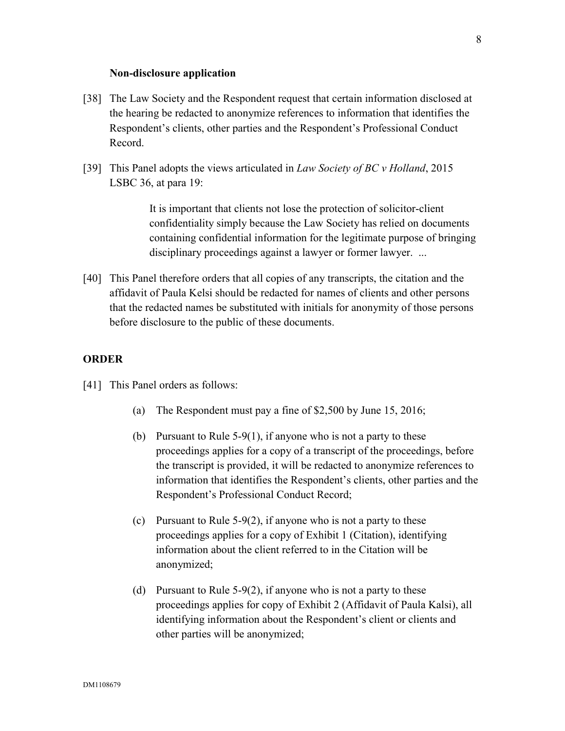**Non-disclosure application**

[38] The Law Society and the Respondent request that certain information disclosed at the hearing be redacted to anonymize references to information that identifies the Respondent's clients, other parties and the Respondent's Professional Conduct Record.

[39] This Panel adopts the views articulated in *Law Society of BC v Holland*, 2015 LSBC 36, at para 19:

> It is important that clients not lose the protection of solicitor-client confidentiality simply because the Law Society has relied on documents containing confidential information for the legitimate purpose of bringing disciplinary proceedings against a lawyer or former lawyer. ...

[40] This Panel therefore orders that all copies of any transcripts, the citation and the affidavit of Paula Kelsi should be redacted for names of clients and other persons that the redacted names be substituted with initials for anonymity of those persons before disclosure to the public of these documents.

## ORDER

[41] This Panel orders as follows:

(a) The Respondent must pay a fine of $2,500 by June 15, 2016;

(b) Pursuant to Rule 5-9(1), if anyone who is not a party to these proceedings applies for a copy of a transcript of the proceedings, before the transcript is provided, it will be redacted to anonymize references to information that identifies the Respondent's clients, other parties and the Respondent's Professional Conduct Record;

(c) Pursuant to Rule 5-9(2), if anyone who is not a party to these proceedings applies for a copy of Exhibit 1 (Citation), identifying information about the client referred to in the Citation will be anonymized;

(d) Pursuant to Rule 5-9(2), if anyone who is not a party to these proceedings applies for copy of Exhibit 2 (Affidavit of Paula Kalsi), all identifying information about the Respondent's client or clients and other parties will be anonymized;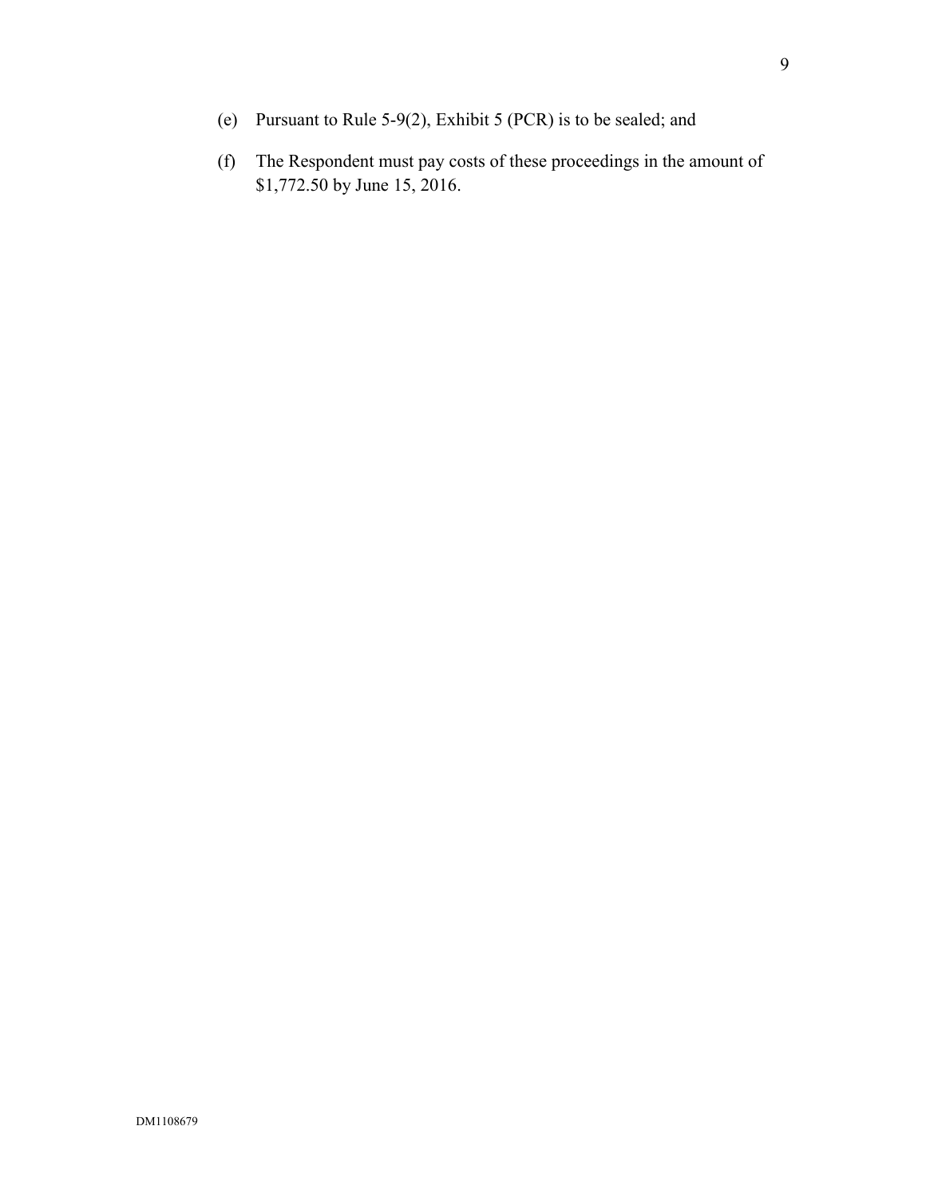(e) Pursuant to Rule 5-9(2), Exhibit 5 (PCR) is to be sealed; and

(f) The Respondent must pay costs of these proceedings in the amount of $1,772.50 by June 15, 2016.

DM1108679